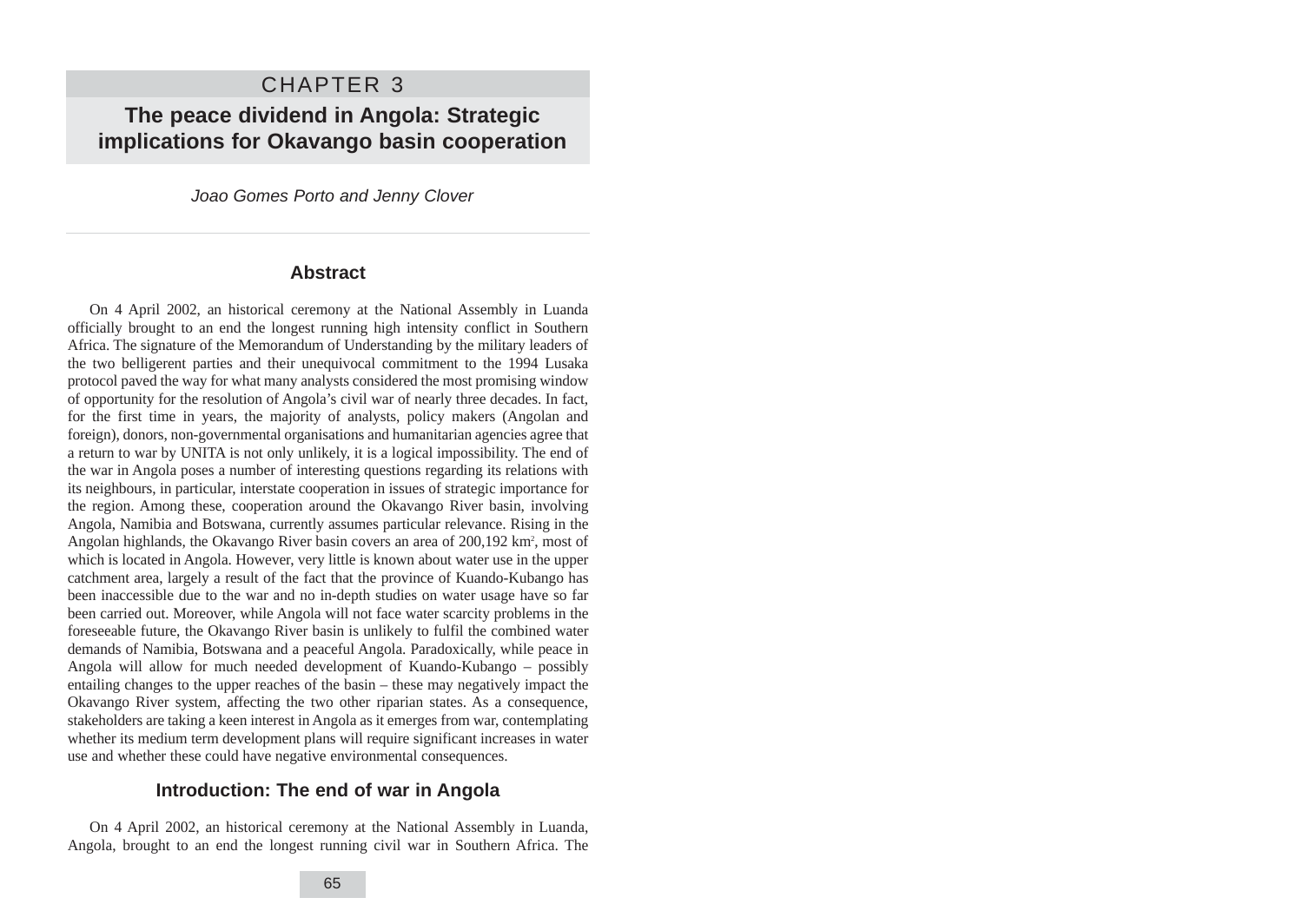# CHAPTER 3

# The peace dividend in Angola: Strategic implications for Okavango basin cooperation

*Joao Gomes Porto and Jenny Clover*

## Abstract

On 4 April 2002, an historical ceremony at the National Assembly in Luanda officially brought to an end the longest running high intensity conflict in Southern Africa. The signature of the Memorandum of Understanding by the military leaders of the two belligerent parties and their unequivocal commitment to the 1994 Lusaka protocol paved the way for what many analysts considered the most promising window of opportunity for the resolution of Angola's civil war of nearly three decades. In fact, for the first time in years, the majority of analysts, policy makers (Angolan and foreign), donors, non-governmental organisations and humanitarian agencies agree that a return to war by UNITA is not only unlikely, it is a logical impossibility. The end of the war in Angola poses a number of interesting questions regarding its relations with its neighbours, in particular, interstate cooperation in issues of strategic importance for the region. Among these, cooperation around the Okavango River basin, involving Angola, Namibia and Botswana, currently assumes particular relevance. Rising in the Angolan highlands, the Okavango River basin covers an area of 200,192 km$^2$, most of which is located in Angola. However, very little is known about water use in the upper catchment area, largely a result of the fact that the province of Kuando-Kubango has been inaccessible due to the war and no in-depth studies on water usage have so far been carried out. Moreover, while Angola will not face water scarcity problems in the foreseeable future, the Okavango River basin is unlikely to fulfil the combined water demands of Namibia, Botswana and a peaceful Angola. Paradoxically, while peace in Angola will allow for much needed development of Kuando-Kubango – possibly entailing changes to the upper reaches of the basin – these may negatively impact the Okavango River system, affecting the two other riparian states. As a consequence, stakeholders are taking a keen interest in Angola as it emerges from war, contemplating whether its medium term development plans will require significant increases in water use and whether these could have negative environmental consequences.

## Introduction: The end of war in Angola

On 4 April 2002, an historical ceremony at the National Assembly in Luanda, Angola, brought to an end the longest running civil war in Southern Africa. The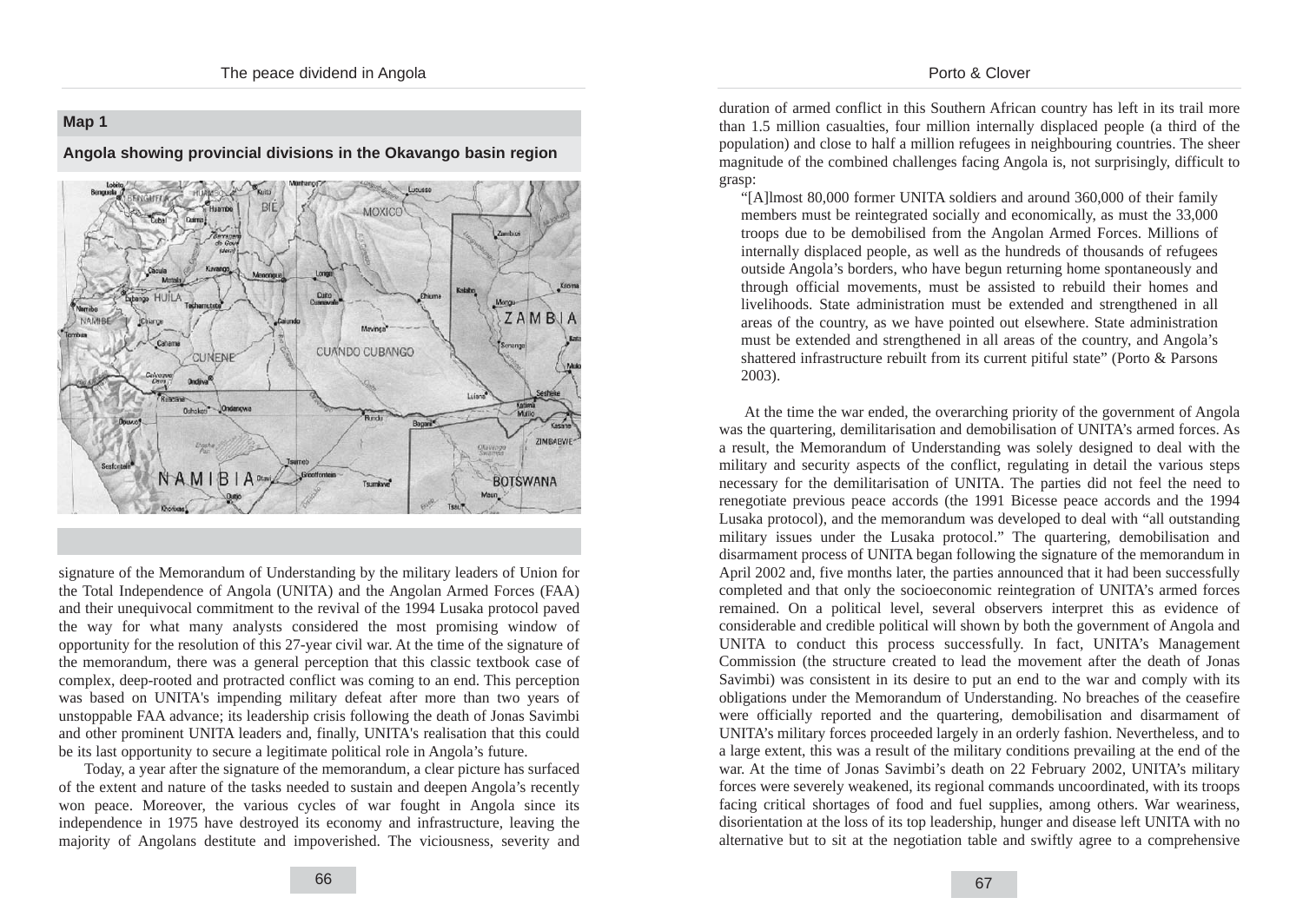**Map 1**

**Angola showing provincial divisions in the Okavango basin region**

signature of the Memorandum of Understanding by the military leaders of Union for the Total Independence of Angola (UNITA) and the Angolan Armed Forces (FAA) and their unequivocal commitment to the revival of the 1994 Lusaka protocol paved the way for what many analysts considered the most promising window of opportunity for the resolution of this 27-year civil war. At the time of the signature of the memorandum, there was a general perception that this classic textbook case of complex, deep-rooted and protracted conflict was coming to an end. This perception was based on UNITA's impending military defeat after more than two years of unstoppable FAA advance; its leadership crisis following the death of Jonas Savimbi and other prominent UNITA leaders and, finally, UNITA's realisation that this could be its last opportunity to secure a legitimate political role in Angola's future.

Today, a year after the signature of the memorandum, a clear picture has surfaced of the extent and nature of the tasks needed to sustain and deepen Angola's recently won peace. Moreover, the various cycles of war fought in Angola since its independence in 1975 have destroyed its economy and infrastructure, leaving the majority of Angolans destitute and impoverished. The viciousness, severity and duration of armed conflict in this Southern African country has left in its trail more than 1.5 million casualties, four million internally displaced people (a third of the population) and close to half a million refugees in neighbouring countries. The sheer magnitude of the combined challenges facing Angola is, not surprisingly, difficult to grasp:

> "[A]lmost 80,000 former UNITA soldiers and around 360,000 of their family members must be reintegrated socially and economically, as must the 33,000 troops due to be demobilised from the Angolan Armed Forces. Millions of internally displaced people, as well as the hundreds of thousands of refugees outside Angola's borders, who have begun returning home spontaneously and through official movements, must be assisted to rebuild their homes and livelihoods. State administration must be extended and strengthened in all areas of the country, as we have pointed out elsewhere. State administration must be extended and strengthened in all areas of the country, and Angola's shattered infrastructure rebuilt from its current pitiful state" (Porto & Parsons 2003).

At the time the war ended, the overarching priority of the government of Angola was the quartering, demilitarisation and demobilisation of UNITA's armed forces. As a result, the Memorandum of Understanding was solely designed to deal with the military and security aspects of the conflict, regulating in detail the various steps necessary for the demilitarisation of UNITA. The parties did not feel the need to renegotiate previous peace accords (the 1991 Bicesse peace accords and the 1994 Lusaka protocol), and the memorandum was developed to deal with "all outstanding military issues under the Lusaka protocol." The quartering, demobilisation and disarmament process of UNITA began following the signature of the memorandum in April 2002 and, five months later, the parties announced that it had been successfully completed and that only the socioeconomic reintegration of UNITA's armed forces remained. On a political level, several observers interpret this as evidence of considerable and credible political will shown by both the government of Angola and UNITA to conduct this process successfully. In fact, UNITA's Management Commission (the structure created to lead the movement after the death of Jonas Savimbi) was consistent in its desire to put an end to the war and comply with its obligations under the Memorandum of Understanding. No breaches of the ceasefire were officially reported and the quartering, demobilisation and disarmament of UNITA's military forces proceeded largely in an orderly fashion. Nevertheless, and to a large extent, this was a result of the military conditions prevailing at the end of the war. At the time of Jonas Savimbi's death on 22 February 2002, UNITA's military forces were severely weakened, its regional commands uncoordinated, with its troops facing critical shortages of food and fuel supplies, among others. War weariness, disorientation at the loss of its top leadership, hunger and disease left UNITA with no alternative but to sit at the negotiation table and swiftly agree to a comprehensive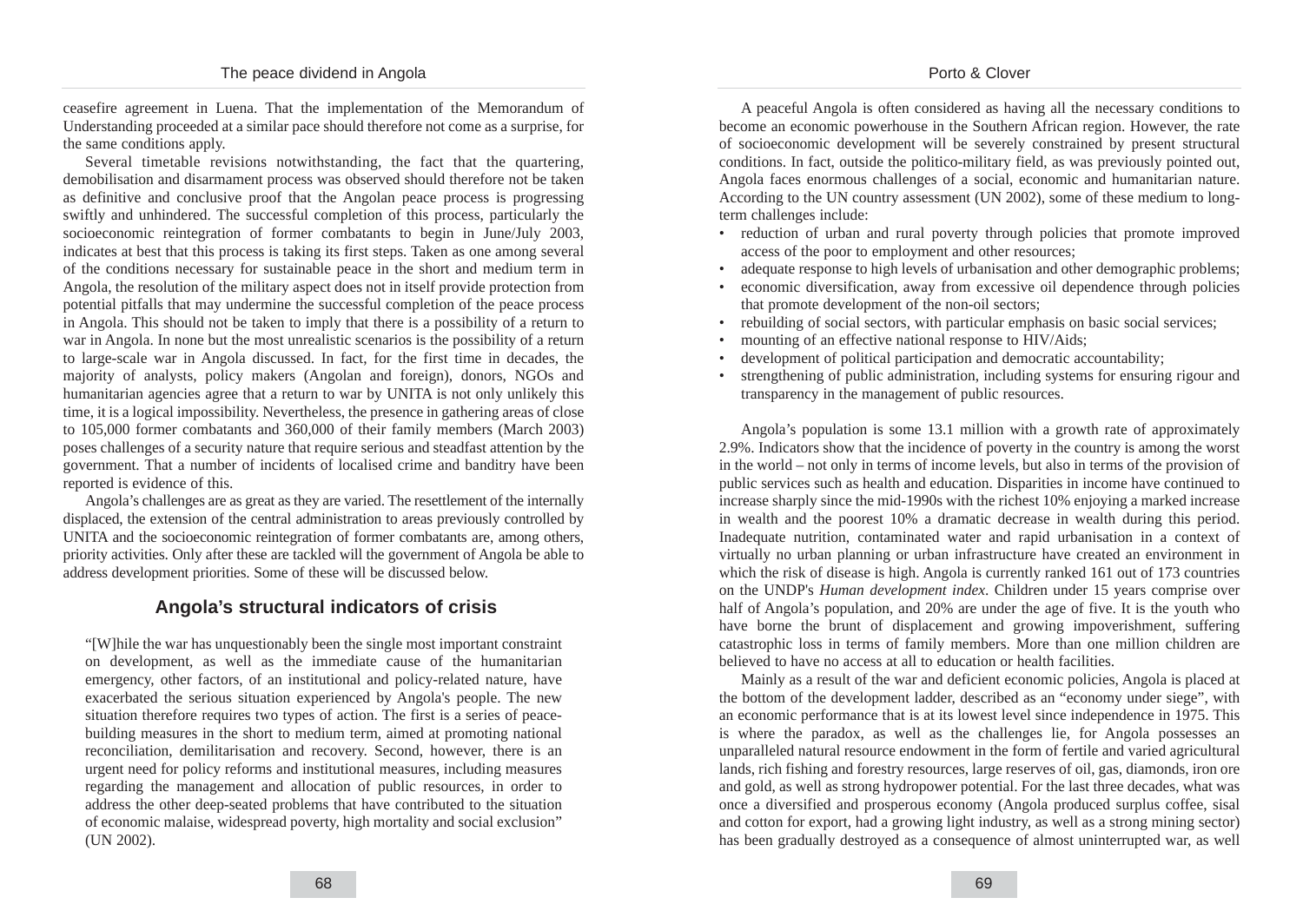ceasefire agreement in Luena. That the implementation of the Memorandum of Understanding proceeded at a similar pace should therefore not come as a surprise, for the same conditions apply.

Several timetable revisions notwithstanding, the fact that the quartering, demobilisation and disarmament process was observed should therefore not be taken as definitive and conclusive proof that the Angolan peace process is progressing swiftly and unhindered. The successful completion of this process, particularly the socioeconomic reintegration of former combatants to begin in June/July 2003, indicates at best that this process is taking its first steps. Taken as one among several of the conditions necessary for sustainable peace in the short and medium term in Angola, the resolution of the military aspect does not in itself provide protection from potential pitfalls that may undermine the successful completion of the peace process in Angola. This should not be taken to imply that there is a possibility of a return to war in Angola. In none but the most unrealistic scenarios is the possibility of a return to large-scale war in Angola discussed. In fact, for the first time in decades, the majority of analysts, policy makers (Angolan and foreign), donors, NGOs and humanitarian agencies agree that a return to war by UNITA is not only unlikely this time, it is a logical impossibility. Nevertheless, the presence in gathering areas of close to 105,000 former combatants and 360,000 of their family members (March 2003) poses challenges of a security nature that require serious and steadfast attention by the government. That a number of incidents of localised crime and banditry have been reported is evidence of this.

Angola's challenges are as great as they are varied. The resettlement of the internally displaced, the extension of the central administration to areas previously controlled by UNITA and the socioeconomic reintegration of former combatants are, among others, priority activities. Only after these are tackled will the government of Angola be able to address development priorities. Some of these will be discussed below.

## Angola's structural indicators of crisis

> "[W]hile the war has unquestionably been the single most important constraint on development, as well as the immediate cause of the humanitarian emergency, other factors, of an institutional and policy-related nature, have exacerbated the serious situation experienced by Angola's people. The new situation therefore requires two types of action. The first is a series of peace-building measures in the short to medium term, aimed at promoting national reconciliation, demilitarisation and recovery. Second, however, there is an urgent need for policy reforms and institutional measures, including measures regarding the management and allocation of public resources, in order to address the other deep-seated problems that have contributed to the situation of economic malaise, widespread poverty, high mortality and social exclusion" (UN 2002).

A peaceful Angola is often considered as having all the necessary conditions to become an economic powerhouse in the Southern African region. However, the rate of socioeconomic development will be severely constrained by present structural conditions. In fact, outside the politico-military field, as was previously pointed out, Angola faces enormous challenges of a social, economic and humanitarian nature. According to the UN country assessment (UN 2002), some of these medium to long-term challenges include:

- reduction of urban and rural poverty through policies that promote improved access of the poor to employment and other resources;
- adequate response to high levels of urbanisation and other demographic problems;
- economic diversification, away from excessive oil dependence through policies that promote development of the non-oil sectors;
- rebuilding of social sectors, with particular emphasis on basic social services;
- mounting of an effective national response to HIV/Aids;
- development of political participation and democratic accountability;
- strengthening of public administration, including systems for ensuring rigour and transparency in the management of public resources.

Angola's population is some 13.1 million with a growth rate of approximately 2.9%. Indicators show that the incidence of poverty in the country is among the worst in the world – not only in terms of income levels, but also in terms of the provision of public services such as health and education. Disparities in income have continued to increase sharply since the mid-1990s with the richest 10% enjoying a marked increase in wealth and the poorest 10% a dramatic decrease in wealth during this period. Inadequate nutrition, contaminated water and rapid urbanisation in a context of virtually no urban planning or urban infrastructure have created an environment in which the risk of disease is high. Angola is currently ranked 161 out of 173 countries on the UNDP's *Human development index*. Children under 15 years comprise over half of Angola's population, and 20% are under the age of five. It is the youth who have borne the brunt of displacement and growing impoverishment, suffering catastrophic loss in terms of family members. More than one million children are believed to have no access at all to education or health facilities.

Mainly as a result of the war and deficient economic policies, Angola is placed at the bottom of the development ladder, described as an "economy under siege", with an economic performance that is at its lowest level since independence in 1975. This is where the paradox, as well as the challenges lie, for Angola possesses an unparalleled natural resource endowment in the form of fertile and varied agricultural lands, rich fishing and forestry resources, large reserves of oil, gas, diamonds, iron ore and gold, as well as strong hydropower potential. For the last three decades, what was once a diversified and prosperous economy (Angola produced surplus coffee, sisal and cotton for export, had a growing light industry, as well as a strong mining sector) has been gradually destroyed as a consequence of almost uninterrupted war, as well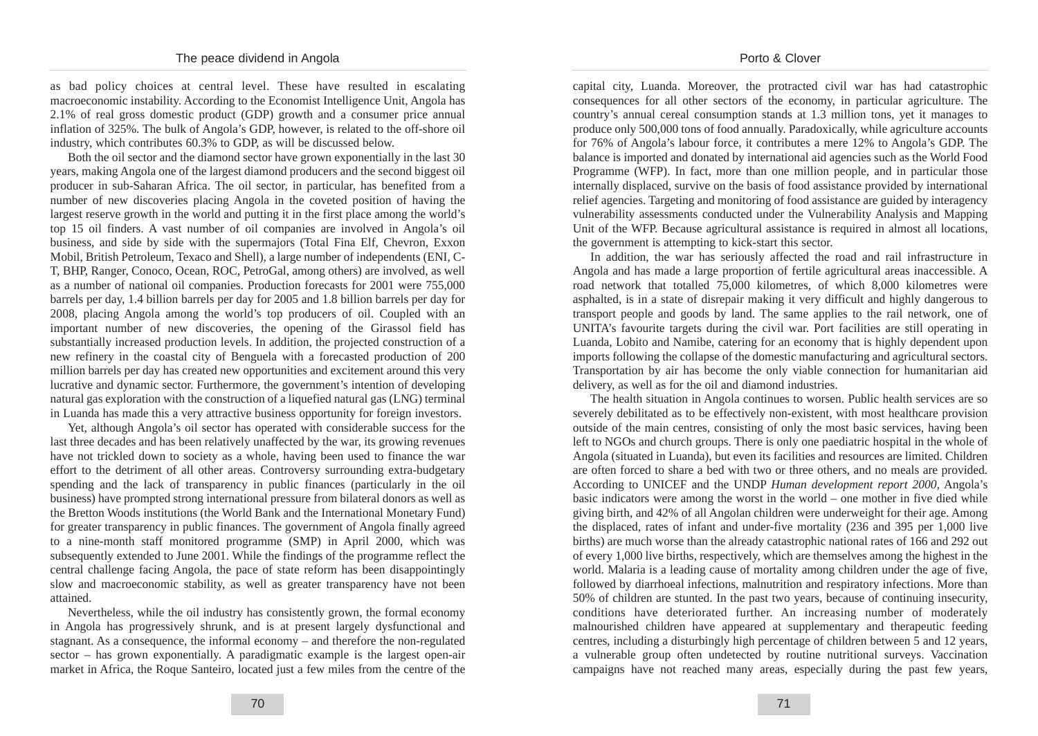as bad policy choices at central level. These have resulted in escalating macroeconomic instability. According to the Economist Intelligence Unit, Angola has 2.1% of real gross domestic product (GDP) growth and a consumer price annual inflation of 325%. The bulk of Angola's GDP, however, is related to the off-shore oil industry, which contributes 60.3% to GDP, as will be discussed below.

Both the oil sector and the diamond sector have grown exponentially in the last 30 years, making Angola one of the largest diamond producers and the second biggest oil producer in sub-Saharan Africa. The oil sector, in particular, has benefited from a number of new discoveries placing Angola in the coveted position of having the largest reserve growth in the world and putting it in the first place among the world's top 15 oil finders. A vast number of oil companies are involved in Angola's oil business, and side by side with the supermajors (Total Fina Elf, Chevron, Exxon Mobil, British Petroleum, Texaco and Shell), a large number of independents (ENI, C-T, BHP, Ranger, Conoco, Ocean, ROC, PetroGal, among others) are involved, as well as a number of national oil companies. Production forecasts for 2001 were 755,000 barrels per day, 1.4 billion barrels per day for 2005 and 1.8 billion barrels per day for 2008, placing Angola among the world's top producers of oil. Coupled with an important number of new discoveries, the opening of the Girassol field has substantially increased production levels. In addition, the projected construction of a new refinery in the coastal city of Benguela with a forecasted production of 200 million barrels per day has created new opportunities and excitement around this very lucrative and dynamic sector. Furthermore, the government's intention of developing natural gas exploration with the construction of a liquefied natural gas (LNG) terminal in Luanda has made this a very attractive business opportunity for foreign investors.

Yet, although Angola's oil sector has operated with considerable success for the last three decades and has been relatively unaffected by the war, its growing revenues have not trickled down to society as a whole, having been used to finance the war effort to the detriment of all other areas. Controversy surrounding extra-budgetary spending and the lack of transparency in public finances (particularly in the oil business) have prompted strong international pressure from bilateral donors as well as the Bretton Woods institutions (the World Bank and the International Monetary Fund) for greater transparency in public finances. The government of Angola finally agreed to a nine-month staff monitored programme (SMP) in April 2000, which was subsequently extended to June 2001. While the findings of the programme reflect the central challenge facing Angola, the pace of state reform has been disappointingly slow and macroeconomic stability, as well as greater transparency have not been attained.

Nevertheless, while the oil industry has consistently grown, the formal economy in Angola has progressively shrunk, and is at present largely dysfunctional and stagnant. As a consequence, the informal economy – and therefore the non-regulated sector – has grown exponentially. A paradigmatic example is the largest open-air market in Africa, the Roque Santeiro, located just a few miles from the centre of the capital city, Luanda. Moreover, the protracted civil war has had catastrophic consequences for all other sectors of the economy, in particular agriculture. The country's annual cereal consumption stands at 1.3 million tons, yet it manages to produce only 500,000 tons of food annually. Paradoxically, while agriculture accounts for 76% of Angola's labour force, it contributes a mere 12% to Angola's GDP. The balance is imported and donated by international aid agencies such as the World Food Programme (WFP). In fact, more than one million people, and in particular those internally displaced, survive on the basis of food assistance provided by international relief agencies. Targeting and monitoring of food assistance are guided by interagency vulnerability assessments conducted under the Vulnerability Analysis and Mapping Unit of the WFP. Because agricultural assistance is required in almost all locations, the government is attempting to kick-start this sector.

In addition, the war has seriously affected the road and rail infrastructure in Angola and has made a large proportion of fertile agricultural areas inaccessible. A road network that totalled 75,000 kilometres, of which 8,000 kilometres were asphalted, is in a state of disrepair making it very difficult and highly dangerous to transport people and goods by land. The same applies to the rail network, one of UNITA's favourite targets during the civil war. Port facilities are still operating in Luanda, Lobito and Namibe, catering for an economy that is highly dependent upon imports following the collapse of the domestic manufacturing and agricultural sectors. Transportation by air has become the only viable connection for humanitarian aid delivery, as well as for the oil and diamond industries.

The health situation in Angola continues to worsen. Public health services are so severely debilitated as to be effectively non-existent, with most healthcare provision outside of the main centres, consisting of only the most basic services, having been left to NGOs and church groups. There is only one paediatric hospital in the whole of Angola (situated in Luanda), but even its facilities and resources are limited. Children are often forced to share a bed with two or three others, and no meals are provided. According to UNICEF and the UNDP *Human development report 2000,* Angola's basic indicators were among the worst in the world – one mother in five died while giving birth, and 42% of all Angolan children were underweight for their age. Among the displaced, rates of infant and under-five mortality (236 and 395 per 1,000 live births) are much worse than the already catastrophic national rates of 166 and 292 out of every 1,000 live births, respectively, which are themselves among the highest in the world. Malaria is a leading cause of mortality among children under the age of five, followed by diarrhoeal infections, malnutrition and respiratory infections. More than 50% of children are stunted. In the past two years, because of continuing insecurity, conditions have deteriorated further. An increasing number of moderately malnourished children have appeared at supplementary and therapeutic feeding centres, including a disturbingly high percentage of children between 5 and 12 years, a vulnerable group often undetected by routine nutritional surveys. Vaccination campaigns have not reached many areas, especially during the past few years,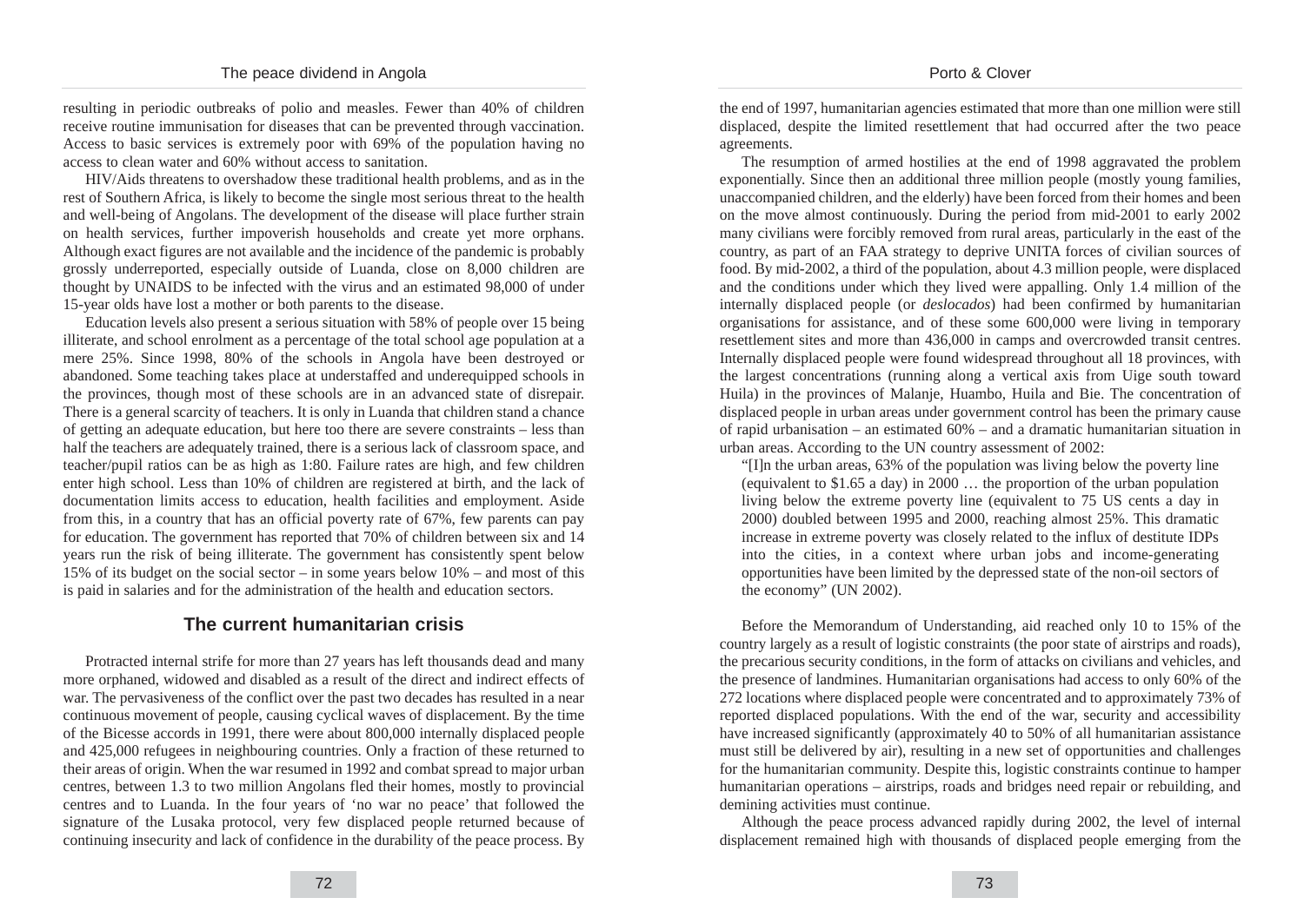resulting in periodic outbreaks of polio and measles. Fewer than 40% of children receive routine immunisation for diseases that can be prevented through vaccination. Access to basic services is extremely poor with 69% of the population having no access to clean water and 60% without access to sanitation.

HIV/Aids threatens to overshadow these traditional health problems, and as in the rest of Southern Africa, is likely to become the single most serious threat to the health and well-being of Angolans. The development of the disease will place further strain on health services, further impoverish households and create yet more orphans. Although exact figures are not available and the incidence of the pandemic is probably grossly underreported, especially outside of Luanda, close on 8,000 children are thought by UNAIDS to be infected with the virus and an estimated 98,000 of under 15-year olds have lost a mother or both parents to the disease.

Education levels also present a serious situation with 58% of people over 15 being illiterate, and school enrolment as a percentage of the total school age population at a mere 25%. Since 1998, 80% of the schools in Angola have been destroyed or abandoned. Some teaching takes place at understaffed and underequipped schools in the provinces, though most of these schools are in an advanced state of disrepair. There is a general scarcity of teachers. It is only in Luanda that children stand a chance of getting an adequate education, but here too there are severe constraints – less than half the teachers are adequately trained, there is a serious lack of classroom space, and teacher/pupil ratios can be as high as 1:80. Failure rates are high, and few children enter high school. Less than 10% of children are registered at birth, and the lack of documentation limits access to education, health facilities and employment. Aside from this, in a country that has an official poverty rate of 67%, few parents can pay for education. The government has reported that 70% of children between six and 14 years run the risk of being illiterate. The government has consistently spent below 15% of its budget on the social sector – in some years below 10% – and most of this is paid in salaries and for the administration of the health and education sectors.

## The current humanitarian crisis

Protracted internal strife for more than 27 years has left thousands dead and many more orphaned, widowed and disabled as a result of the direct and indirect effects of war. The pervasiveness of the conflict over the past two decades has resulted in a near continuous movement of people, causing cyclical waves of displacement. By the time of the Bicesse accords in 1991, there were about 800,000 internally displaced people and 425,000 refugees in neighbouring countries. Only a fraction of these returned to their areas of origin. When the war resumed in 1992 and combat spread to major urban centres, between 1.3 to two million Angolans fled their homes, mostly to provincial centres and to Luanda. In the four years of 'no war no peace' that followed the signature of the Lusaka protocol, very few displaced people returned because of continuing insecurity and lack of confidence in the durability of the peace process. By the end of 1997, humanitarian agencies estimated that more than one million were still displaced, despite the limited resettlement that had occurred after the two peace agreements.

The resumption of armed hostilities at the end of 1998 aggravated the problem exponentially. Since then an additional three million people (mostly young families, unaccompanied children, and the elderly) have been forced from their homes and been on the move almost continuously. During the period from mid-2001 to early 2002 many civilians were forcibly removed from rural areas, particularly in the east of the country, as part of an FAA strategy to deprive UNITA forces of civilian sources of food. By mid-2002, a third of the population, about 4.3 million people, were displaced and the conditions under which they lived were appalling. Only 1.4 million of the internally displaced people (or *deslocados*) had been confirmed by humanitarian organisations for assistance, and of these some 600,000 were living in temporary resettlement sites and more than 436,000 in camps and overcrowded transit centres. Internally displaced people were found widespread throughout all 18 provinces, with the largest concentrations (running along a vertical axis from Uige south toward Huila) in the provinces of Malanje, Huambo, Huila and Bie. The concentration of displaced people in urban areas under government control has been the primary cause of rapid urbanisation – an estimated 60% – and a dramatic humanitarian situation in urban areas. According to the UN country assessment of 2002:

> "[I]n the urban areas, 63% of the population was living below the poverty line (equivalent to $1.65 a day) in 2000 … the proportion of the urban population living below the extreme poverty line (equivalent to 75 US cents a day in 2000) doubled between 1995 and 2000, reaching almost 25%. This dramatic increase in extreme poverty was closely related to the influx of destitute IDPs into the cities, in a context where urban jobs and income-generating opportunities have been limited by the depressed state of the non-oil sectors of the economy" (UN 2002).

Before the Memorandum of Understanding, aid reached only 10 to 15% of the country largely as a result of logistic constraints (the poor state of airstrips and roads), the precarious security conditions, in the form of attacks on civilians and vehicles, and the presence of landmines. Humanitarian organisations had access to only 60% of the 272 locations where displaced people were concentrated and to approximately 73% of reported displaced populations. With the end of the war, security and accessibility have increased significantly (approximately 40 to 50% of all humanitarian assistance must still be delivered by air), resulting in a new set of opportunities and challenges for the humanitarian community. Despite this, logistic constraints continue to hamper humanitarian operations – airstrips, roads and bridges need repair or rebuilding, and demining activities must continue.

Although the peace process advanced rapidly during 2002, the level of internal displacement remained high with thousands of displaced people emerging from the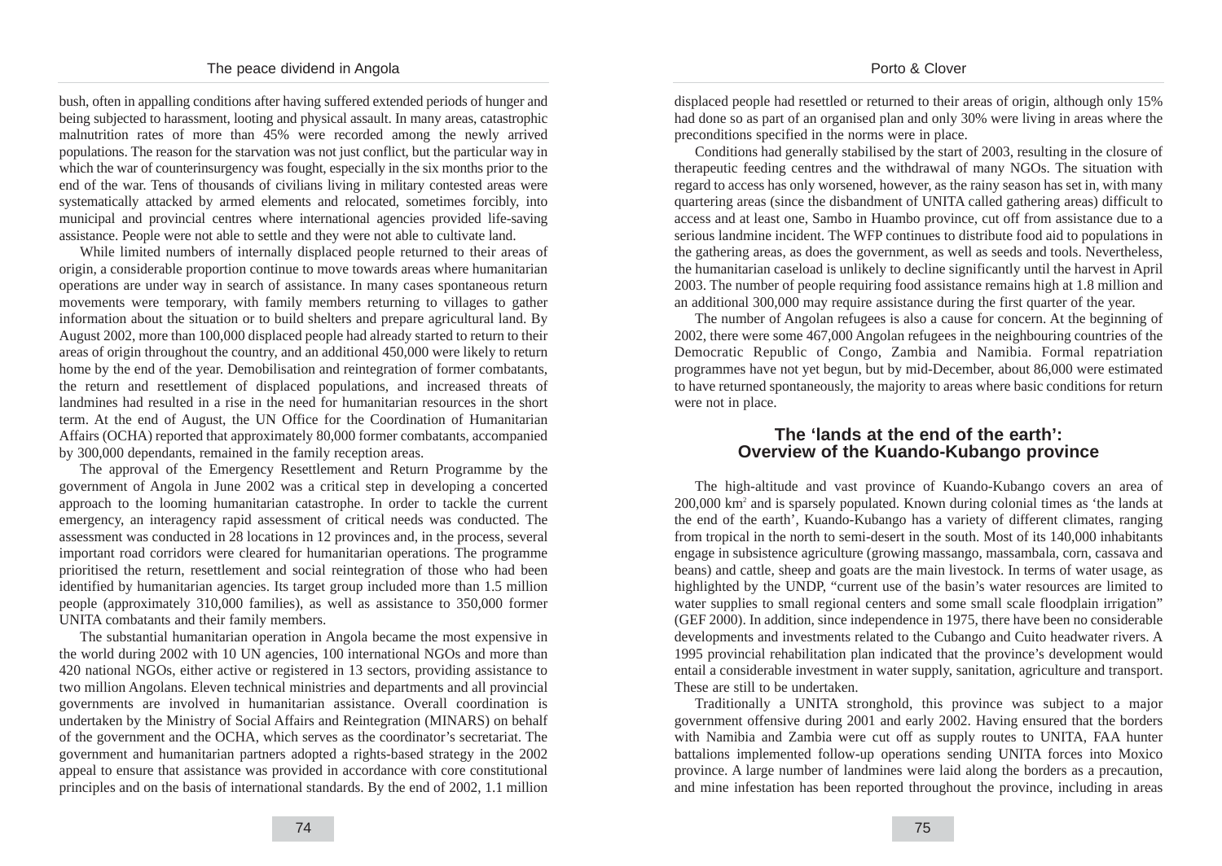bush, often in appalling conditions after having suffered extended periods of hunger and being subjected to harassment, looting and physical assault. In many areas, catastrophic malnutrition rates of more than 45% were recorded among the newly arrived populations. The reason for the starvation was not just conflict, but the particular way in which the war of counterinsurgency was fought, especially in the six months prior to the end of the war. Tens of thousands of civilians living in military contested areas were systematically attacked by armed elements and relocated, sometimes forcibly, into municipal and provincial centres where international agencies provided life-saving assistance. People were not able to settle and they were not able to cultivate land.

While limited numbers of internally displaced people returned to their areas of origin, a considerable proportion continue to move towards areas where humanitarian operations are under way in search of assistance. In many cases spontaneous return movements were temporary, with family members returning to villages to gather information about the situation or to build shelters and prepare agricultural land. By August 2002, more than 100,000 displaced people had already started to return to their areas of origin throughout the country, and an additional 450,000 were likely to return home by the end of the year. Demobilisation and reintegration of former combatants, the return and resettlement of displaced populations, and increased threats of landmines had resulted in a rise in the need for humanitarian resources in the short term. At the end of August, the UN Office for the Coordination of Humanitarian Affairs (OCHA) reported that approximately 80,000 former combatants, accompanied by 300,000 dependants, remained in the family reception areas.

The approval of the Emergency Resettlement and Return Programme by the government of Angola in June 2002 was a critical step in developing a concerted approach to the looming humanitarian catastrophe. In order to tackle the current emergency, an interagency rapid assessment of critical needs was conducted. The assessment was conducted in 28 locations in 12 provinces and, in the process, several important road corridors were cleared for humanitarian operations. The programme prioritised the return, resettlement and social reintegration of those who had been identified by humanitarian agencies. Its target group included more than 1.5 million people (approximately 310,000 families), as well as assistance to 350,000 former UNITA combatants and their family members.

The substantial humanitarian operation in Angola became the most expensive in the world during 2002 with 10 UN agencies, 100 international NGOs and more than 420 national NGOs, either active or registered in 13 sectors, providing assistance to two million Angolans. Eleven technical ministries and departments and all provincial governments are involved in humanitarian assistance. Overall coordination is undertaken by the Ministry of Social Affairs and Reintegration (MINARS) on behalf of the government and the OCHA, which serves as the coordinator's secretariat. The government and humanitarian partners adopted a rights-based strategy in the 2002 appeal to ensure that assistance was provided in accordance with core constitutional principles and on the basis of international standards. By the end of 2002, 1.1 million displaced people had resettled or returned to their areas of origin, although only 15% had done so as part of an organised plan and only 30% were living in areas where the preconditions specified in the norms were in place.

Conditions had generally stabilised by the start of 2003, resulting in the closure of therapeutic feeding centres and the withdrawal of many NGOs. The situation with regard to access has only worsened, however, as the rainy season has set in, with many quartering areas (since the disbandment of UNITA called gathering areas) difficult to access and at least one, Sambo in Huambo province, cut off from assistance due to a serious landmine incident. The WFP continues to distribute food aid to populations in the gathering areas, as does the government, as well as seeds and tools. Nevertheless, the humanitarian caseload is unlikely to decline significantly until the harvest in April 2003. The number of people requiring food assistance remains high at 1.8 million and an additional 300,000 may require assistance during the first quarter of the year.

The number of Angolan refugees is also a cause for concern. At the beginning of 2002, there were some 467,000 Angolan refugees in the neighbouring countries of the Democratic Republic of Congo, Zambia and Namibia. Formal repatriation programmes have not yet begun, but by mid-December, about 86,000 were estimated to have returned spontaneously, the majority to areas where basic conditions for return were not in place.

## The 'lands at the end of the earth': Overview of the Kuando-Kubango province

The high-altitude and vast province of Kuando-Kubango covers an area of 200,000 km$^2$ and is sparsely populated. Known during colonial times as 'the lands at the end of the earth', Kuando-Kubango has a variety of different climates, ranging from tropical in the north to semi-desert in the south. Most of its 140,000 inhabitants engage in subsistence agriculture (growing massango, massambala, corn, cassava and beans) and cattle, sheep and goats are the main livestock. In terms of water usage, as highlighted by the UNDP, "current use of the basin's water resources are limited to water supplies to small regional centers and some small scale floodplain irrigation" (GEF 2000). In addition, since independence in 1975, there have been no considerable developments and investments related to the Cubango and Cuito headwater rivers. A 1995 provincial rehabilitation plan indicated that the province's development would entail a considerable investment in water supply, sanitation, agriculture and transport. These are still to be undertaken.

Traditionally a UNITA stronghold, this province was subject to a major government offensive during 2001 and early 2002. Having ensured that the borders with Namibia and Zambia were cut off as supply routes to UNITA, FAA hunter battalions implemented follow-up operations sending UNITA forces into Moxico province. A large number of landmines were laid along the borders as a precaution, and mine infestation has been reported throughout the province, including in areas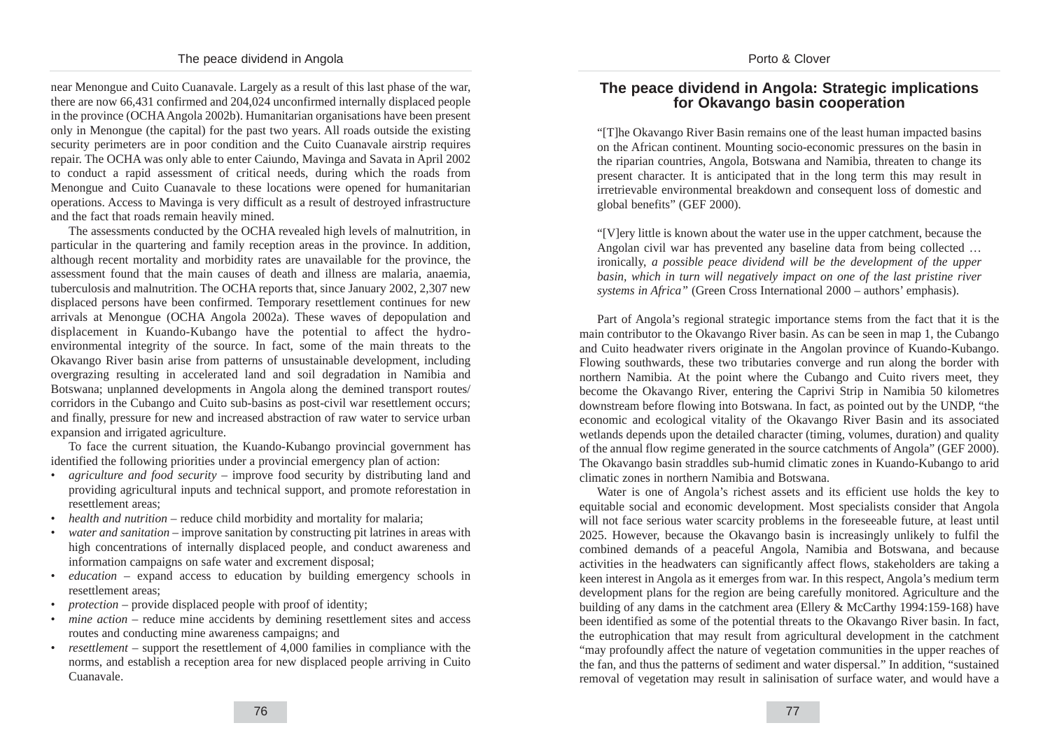near Menongue and Cuito Cuanavale. Largely as a result of this last phase of the war, there are now 66,431 confirmed and 204,024 unconfirmed internally displaced people in the province (OCHA Angola 2002b). Humanitarian organisations have been present only in Menongue (the capital) for the past two years. All roads outside the existing security perimeters are in poor condition and the Cuito Cuanavale airstrip requires repair. The OCHA was only able to enter Caiundo, Mavinga and Savata in April 2002 to conduct a rapid assessment of critical needs, during which the roads from Menongue and Cuito Cuanavale to these locations were opened for humanitarian operations. Access to Mavinga is very difficult as a result of destroyed infrastructure and the fact that roads remain heavily mined.

The assessments conducted by the OCHA revealed high levels of malnutrition, in particular in the quartering and family reception areas in the province. In addition, although recent mortality and morbidity rates are unavailable for the province, the assessment found that the main causes of death and illness are malaria, anaemia, tuberculosis and malnutrition. The OCHA reports that, since January 2002, 2,307 new displaced persons have been confirmed. Temporary resettlement continues for new arrivals at Menongue (OCHA Angola 2002a). These waves of depopulation and displacement in Kuando-Kubango have the potential to affect the hydro-environmental integrity of the source. In fact, some of the main threats to the Okavango River basin arise from patterns of unsustainable development, including overgrazing resulting in accelerated land and soil degradation in Namibia and Botswana; unplanned developments in Angola along the demined transport routes/ corridors in the Cubango and Cuito sub-basins as post-civil war resettlement occurs; and finally, pressure for new and increased abstraction of raw water to service urban expansion and irrigated agriculture.

To face the current situation, the Kuando-Kubango provincial government has identified the following priorities under a provincial emergency plan of action:

- *agriculture and food security* – improve food security by distributing land and providing agricultural inputs and technical support, and promote reforestation in resettlement areas;
- *health and nutrition* – reduce child morbidity and mortality for malaria;
- *water and sanitation* – improve sanitation by constructing pit latrines in areas with high concentrations of internally displaced people, and conduct awareness and information campaigns on safe water and excrement disposal;
- *education* – expand access to education by building emergency schools in resettlement areas;
- *protection* – provide displaced people with proof of identity;
- *mine action* – reduce mine accidents by demining resettlement sites and access routes and conducting mine awareness campaigns; and
- *resettlement* – support the resettlement of 4,000 families in compliance with the norms, and establish a reception area for new displaced people arriving in Cuito Cuanavale.

## The peace dividend in Angola: Strategic implications for Okavango basin cooperation

> "[T]he Okavango River Basin remains one of the least human impacted basins on the African continent. Mounting socio-economic pressures on the basin in the riparian countries, Angola, Botswana and Namibia, threaten to change its present character. It is anticipated that in the long term this may result in irretrievable environmental breakdown and consequent loss of domestic and global benefits" (GEF 2000).

> "[V]ery little is known about the water use in the upper catchment, because the Angolan civil war has prevented any baseline data from being collected … ironically, *a possible peace dividend will be the development of the upper basin, which in turn will negatively impact on one of the last pristine river systems in Africa"* (Green Cross International 2000 – authors' emphasis).

Part of Angola's regional strategic importance stems from the fact that it is the main contributor to the Okavango River basin. As can be seen in map 1, the Cubango and Cuito headwater rivers originate in the Angolan province of Kuando-Kubango. Flowing southwards, these two tributaries converge and run along the border with northern Namibia. At the point where the Cubango and Cuito rivers meet, they become the Okavango River, entering the Caprivi Strip in Namibia 50 kilometres downstream before flowing into Botswana. In fact, as pointed out by the UNDP, "the economic and ecological vitality of the Okavango River Basin and its associated wetlands depends upon the detailed character (timing, volumes, duration) and quality of the annual flow regime generated in the source catchments of Angola" (GEF 2000). The Okavango basin straddles sub-humid climatic zones in Kuando-Kubango to arid climatic zones in northern Namibia and Botswana.

Water is one of Angola's richest assets and its efficient use holds the key to equitable social and economic development. Most specialists consider that Angola will not face serious water scarcity problems in the foreseeable future, at least until 2025. However, because the Okavango basin is increasingly unlikely to fulfil the combined demands of a peaceful Angola, Namibia and Botswana, and because activities in the headwaters can significantly affect flows, stakeholders are taking a keen interest in Angola as it emerges from war. In this respect, Angola's medium term development plans for the region are being carefully monitored. Agriculture and the building of any dams in the catchment area (Ellery & McCarthy 1994:159-168) have been identified as some of the potential threats to the Okavango River basin. In fact, the eutrophication that may result from agricultural development in the catchment "may profoundly affect the nature of vegetation communities in the upper reaches of the fan, and thus the patterns of sediment and water dispersal." In addition, "sustained removal of vegetation may result in salinisation of surface water, and would have a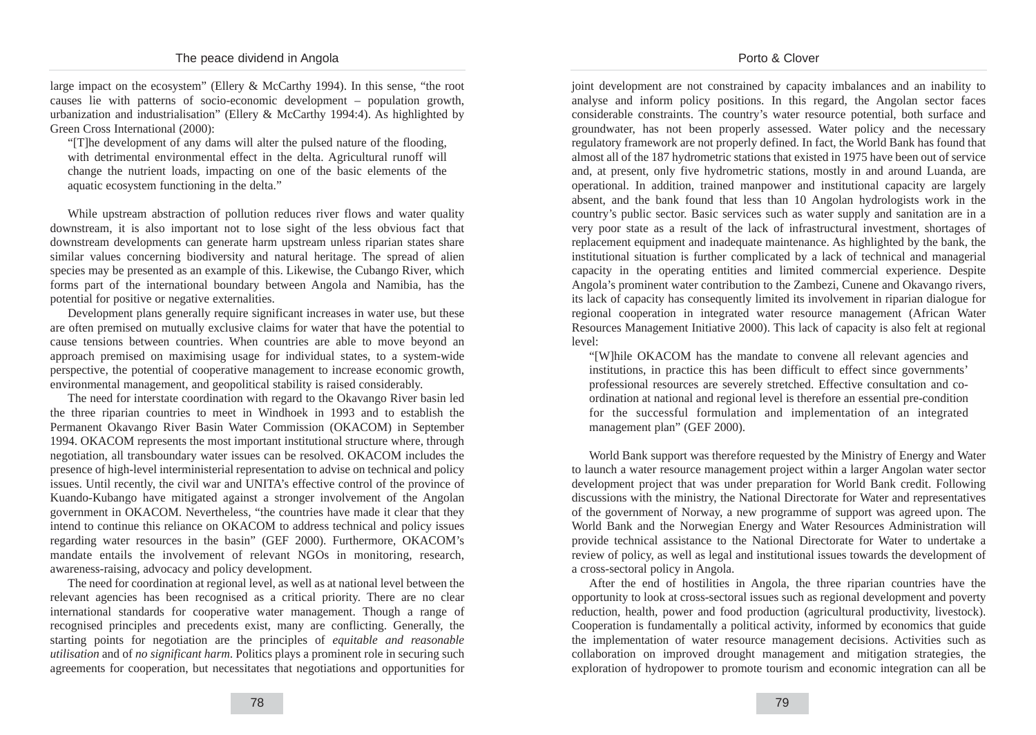large impact on the ecosystem" (Ellery & McCarthy 1994). In this sense, "the root causes lie with patterns of socio-economic development – population growth, urbanization and industrialisation" (Ellery & McCarthy 1994:4). As highlighted by Green Cross International (2000):

> "[T]he development of any dams will alter the pulsed nature of the flooding, with detrimental environmental effect in the delta. Agricultural runoff will change the nutrient loads, impacting on one of the basic elements of the aquatic ecosystem functioning in the delta."

While upstream abstraction of pollution reduces river flows and water quality downstream, it is also important not to lose sight of the less obvious fact that downstream developments can generate harm upstream unless riparian states share similar values concerning biodiversity and natural heritage. The spread of alien species may be presented as an example of this. Likewise, the Cubango River, which forms part of the international boundary between Angola and Namibia, has the potential for positive or negative externalities.

Development plans generally require significant increases in water use, but these are often premised on mutually exclusive claims for water that have the potential to cause tensions between countries. When countries are able to move beyond an approach premised on maximising usage for individual states, to a system-wide perspective, the potential of cooperative management to increase economic growth, environmental management, and geopolitical stability is raised considerably.

The need for interstate coordination with regard to the Okavango River basin led the three riparian countries to meet in Windhoek in 1993 and to establish the Permanent Okavango River Basin Water Commission (OKACOM) in September 1994. OKACOM represents the most important institutional structure where, through negotiation, all transboundary water issues can be resolved. OKACOM includes the presence of high-level interministerial representation to advise on technical and policy issues. Until recently, the civil war and UNITA's effective control of the province of Kuando-Kubango have mitigated against a stronger involvement of the Angolan government in OKACOM. Nevertheless, "the countries have made it clear that they intend to continue this reliance on OKACOM to address technical and policy issues regarding water resources in the basin" (GEF 2000). Furthermore, OKACOM's mandate entails the involvement of relevant NGOs in monitoring, research, awareness-raising, advocacy and policy development.

The need for coordination at regional level, as well as at national level between the relevant agencies has been recognised as a critical priority. There are no clear international standards for cooperative water management. Though a range of recognised principles and precedents exist, many are conflicting. Generally, the starting points for negotiation are the principles of *equitable and reasonable utilisation* and of *no significant harm*. Politics plays a prominent role in securing such agreements for cooperation, but necessitates that negotiations and opportunities for joint development are not constrained by capacity imbalances and an inability to analyse and inform policy positions. In this regard, the Angolan sector faces considerable constraints. The country's water resource potential, both surface and groundwater, has not been properly assessed. Water policy and the necessary regulatory framework are not properly defined. In fact, the World Bank has found that almost all of the 187 hydrometric stations that existed in 1975 have been out of service and, at present, only five hydrometric stations, mostly in and around Luanda, are operational. In addition, trained manpower and institutional capacity are largely absent, and the bank found that less than 10 Angolan hydrologists work in the country's public sector. Basic services such as water supply and sanitation are in a very poor state as a result of the lack of infrastructural investment, shortages of replacement equipment and inadequate maintenance. As highlighted by the bank, the institutional situation is further complicated by a lack of technical and managerial capacity in the operating entities and limited commercial experience. Despite Angola's prominent water contribution to the Zambezi, Cunene and Okavango rivers, its lack of capacity has consequently limited its involvement in riparian dialogue for regional cooperation in integrated water resource management (African Water Resources Management Initiative 2000). This lack of capacity is also felt at regional level:

> "[W]hile OKACOM has the mandate to convene all relevant agencies and institutions, in practice this has been difficult to effect since governments' professional resources are severely stretched. Effective consultation and co-ordination at national and regional level is therefore an essential pre-condition for the successful formulation and implementation of an integrated management plan" (GEF 2000).

World Bank support was therefore requested by the Ministry of Energy and Water to launch a water resource management project within a larger Angolan water sector development project that was under preparation for World Bank credit. Following discussions with the ministry, the National Directorate for Water and representatives of the government of Norway, a new programme of support was agreed upon. The World Bank and the Norwegian Energy and Water Resources Administration will provide technical assistance to the National Directorate for Water to undertake a review of policy, as well as legal and institutional issues towards the development of a cross-sectoral policy in Angola.

After the end of hostilities in Angola, the three riparian countries have the opportunity to look at cross-sectoral issues such as regional development and poverty reduction, health, power and food production (agricultural productivity, livestock). Cooperation is fundamentally a political activity, informed by economics that guide the implementation of water resource management decisions. Activities such as collaboration on improved drought management and mitigation strategies, the exploration of hydropower to promote tourism and economic integration can all be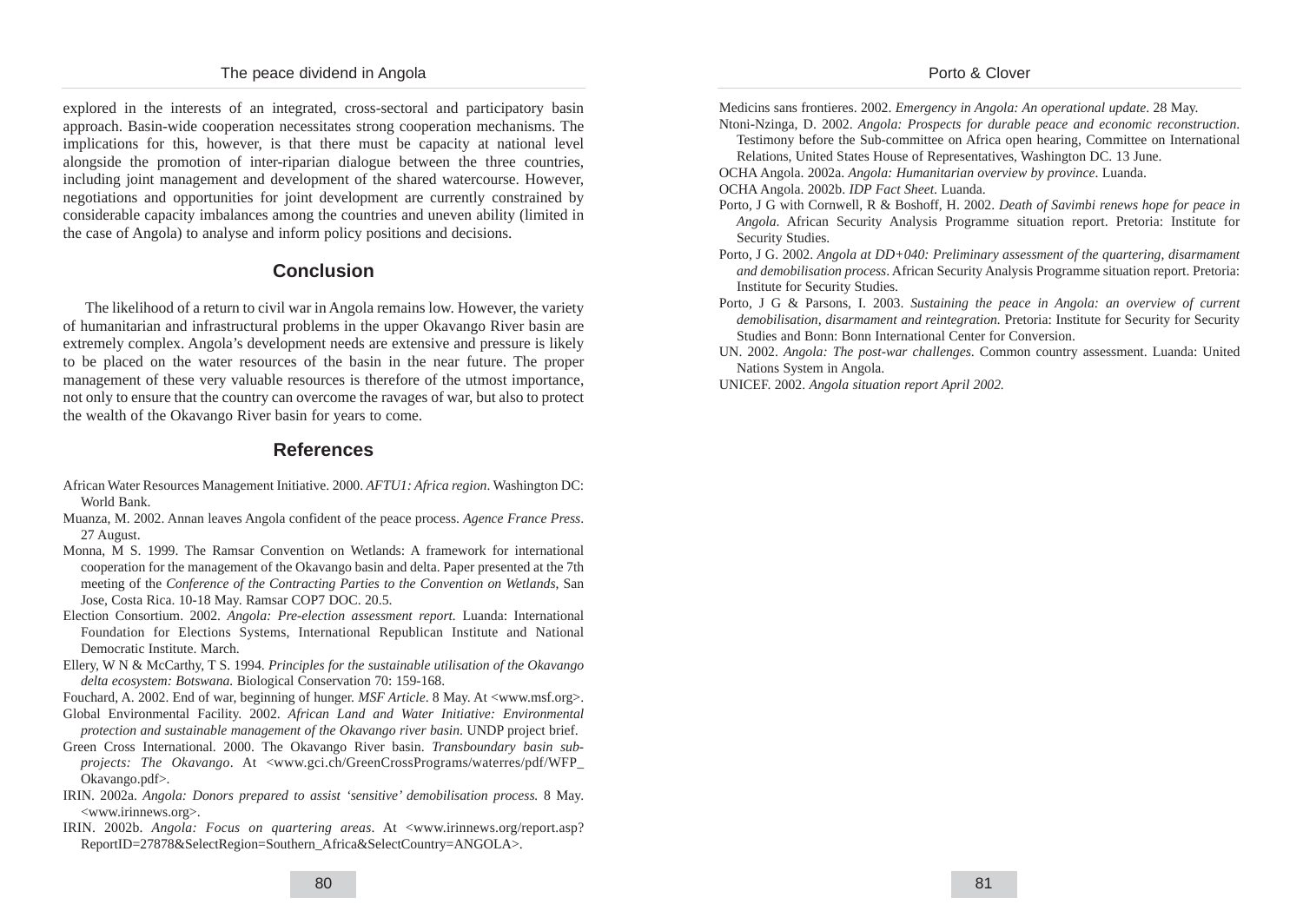explored in the interests of an integrated, cross-sectoral and participatory basin approach. Basin-wide cooperation necessitates strong cooperation mechanisms. The implications for this, however, is that there must be capacity at national level alongside the promotion of inter-riparian dialogue between the three countries, including joint management and development of the shared watercourse. However, negotiations and opportunities for joint development are currently constrained by considerable capacity imbalances among the countries and uneven ability (limited in the case of Angola) to analyse and inform policy positions and decisions.

## Conclusion

The likelihood of a return to civil war in Angola remains low. However, the variety of humanitarian and infrastructural problems in the upper Okavango River basin are extremely complex. Angola's development needs are extensive and pressure is likely to be placed on the water resources of the basin in the near future. The proper management of these very valuable resources is therefore of the utmost importance, not only to ensure that the country can overcome the ravages of war, but also to protect the wealth of the Okavango River basin for years to come.

## References

African Water Resources Management Initiative. 2000. *AFTU1: Africa region*. Washington DC: World Bank.

Muanza, M. 2002. Annan leaves Angola confident of the peace process. *Agence France Press*. 27 August.

Monna, M S. 1999. The Ramsar Convention on Wetlands: A framework for international cooperation for the management of the Okavango basin and delta. Paper presented at the 7th meeting of the *Conference of the Contracting Parties to the Convention on Wetlands*, San Jose, Costa Rica. 10-18 May. Ramsar COP7 DOC. 20.5.

Election Consortium. 2002. *Angola: Pre-election assessment report.* Luanda: International Foundation for Elections Systems, International Republican Institute and National Democratic Institute. March.

Ellery, W N & McCarthy, T S. 1994. *Principles for the sustainable utilisation of the Okavango delta ecosystem: Botswana.* Biological Conservation 70: 159-168.

Fouchard, A. 2002. End of war, beginning of hunger. *MSF Article*. 8 May. At <www.msf.org>.

Global Environmental Facility. 2002. *African Land and Water Initiative: Environmental protection and sustainable management of the Okavango river basin.* UNDP project brief.

Green Cross International. 2000. The Okavango River basin. *Transboundary basin sub-projects: The Okavango*. At <www.gci.ch/GreenCrossPrograms/waterres/pdf/WFP_Okavango.pdf>.

IRIN. 2002a. *Angola: Donors prepared to assist 'sensitive' demobilisation process.* 8 May. <www.irinnews.org>.

IRIN. 2002b. *Angola: Focus on quartering areas*. At <www.irinnews.org/report.asp?ReportID=27878&SelectRegion=Southern_Africa&SelectCountry=ANGOLA>.

Medicins sans frontieres. 2002. *Emergency in Angola: An operational update*. 28 May.

Ntoni-Nzinga, D. 2002. *Angola: Prospects for durable peace and economic reconstruction*. Testimony before the Sub-committee on Africa open hearing, Committee on International Relations, United States House of Representatives, Washington DC. 13 June.

OCHA Angola. 2002a. *Angola: Humanitarian overview by province*. Luanda.

OCHA Angola. 2002b. *IDP Fact Sheet*. Luanda.

Porto, J G with Cornwell, R & Boshoff, H. 2002. *Death of Savimbi renews hope for peace in Angola*. African Security Analysis Programme situation report. Pretoria: Institute for Security Studies.

Porto, J G. 2002. *Angola at DD+040: Preliminary assessment of the quartering, disarmament and demobilisation process*. African Security Analysis Programme situation report. Pretoria: Institute for Security Studies.

Porto, J G & Parsons, I. 2003. *Sustaining the peace in Angola: an overview of current demobilisation, disarmament and reintegration.* Pretoria: Institute for Security for Security Studies and Bonn: Bonn International Center for Conversion.

UN. 2002. *Angola: The post-war challenges*. Common country assessment. Luanda: United Nations System in Angola.

UNICEF. 2002. *Angola situation report April 2002.*